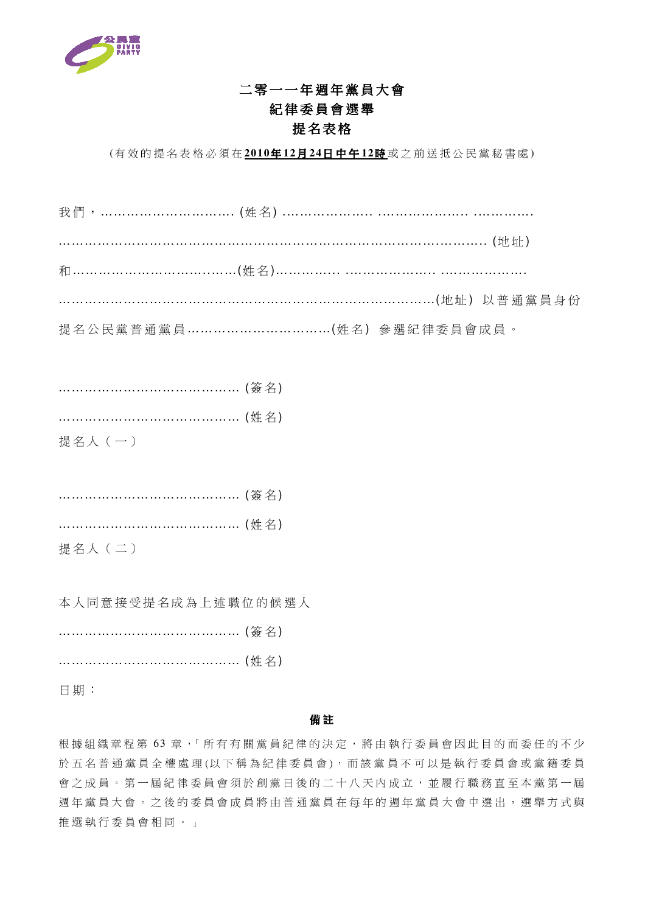# 二零一一年週年黨員大會
# 紀律委員會選舉
# 提名表格

(有效的提名表格必須在**2010年12月24日中午12時**或之前送抵公民黨秘書處)

我們，…………………………. (姓名) …………………. …………………. ………….

………………………………………………………………………………………. (地址)

和……………………………….(姓名)………….. …………………. ……………….

……………………………………………………………………………(地址) 以普通黨員身份

提名公民黨普通黨員……………………………(姓名) 參選紀律委員會成員。

……………………………………. (簽名)

……………………………………. (姓名)

提名人（一）

……………………………………. (簽名)

……………………………………. (姓名)

提名人（二）

本人同意接受提名成為上述職位的候選人

……………………………………. (簽名)

……………………………………. (姓名)

日期：

**備註**

根據組織章程第 63 章，「所有有關黨員紀律的決定，將由執行委員會因此目的而委任的不少於五名普通黨員全權處理(以下稱為紀律委員會)，而該黨員不可以是執行委員會或黨籍委員會之成員。第一屆紀律委員會須於創黨日後的二十八天內成立，並履行職務直至本黨第一屆週年黨員大會。之後的委員會成員將由普通黨員在每年的週年黨員大會中選出，選舉方式與推選執行委員會相同。」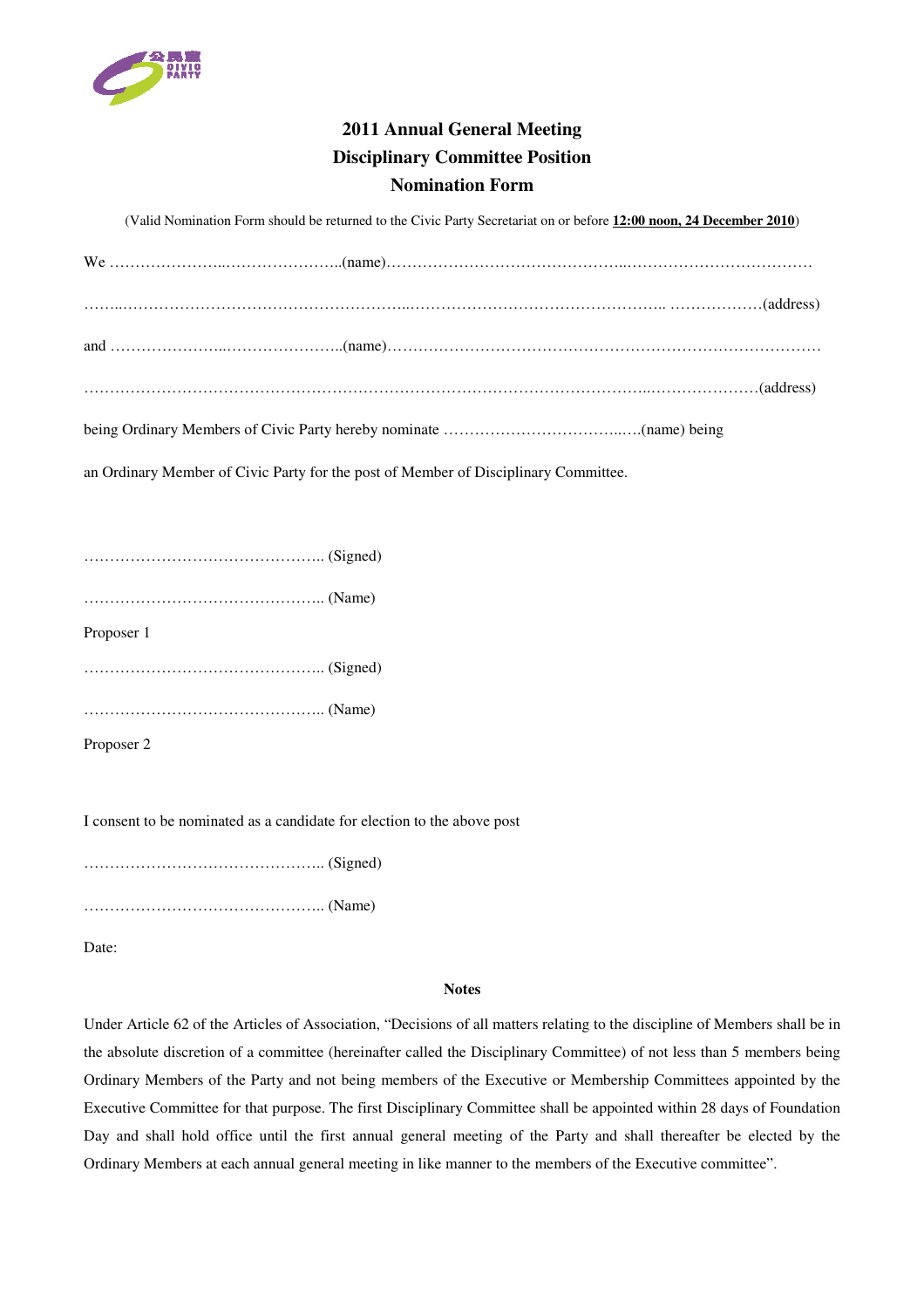# 2011 Annual General Meeting
# Disciplinary Committee Position
# Nomination Form

(Valid Nomination Form should be returned to the Civic Party Secretariat on or before **12:00 noon, 24 December 2010**)

We …………………..…………………..(name)……………………………………...………………………………

……..……………………………………………...………………………………………….. ………………(address)

and …………………..…………………..(name)…………………………………………………………………………

……………………………………………………………………………………………..…………………(address)

being Ordinary Members of Civic Party hereby nominate ………………………………..….(name) being

an Ordinary Member of Civic Party for the post of Member of Disciplinary Committee.

……………………………………….. (Signed)

……………………………………….. (Name)

Proposer 1

……………………………………….. (Signed)

……………………………………….. (Name)

Proposer 2

I consent to be nominated as a candidate for election to the above post

……………………………………….. (Signed)

……………………………………….. (Name)

Date:

**Notes**

Under Article 62 of the Articles of Association, "Decisions of all matters relating to the discipline of Members shall be in the absolute discretion of a committee (hereinafter called the Disciplinary Committee) of not less than 5 members being Ordinary Members of the Party and not being members of the Executive or Membership Committees appointed by the Executive Committee for that purpose. The first Disciplinary Committee shall be appointed within 28 days of Foundation Day and shall hold office until the first annual general meeting of the Party and shall thereafter be elected by the Ordinary Members at each annual general meeting in like manner to the members of the Executive committee".